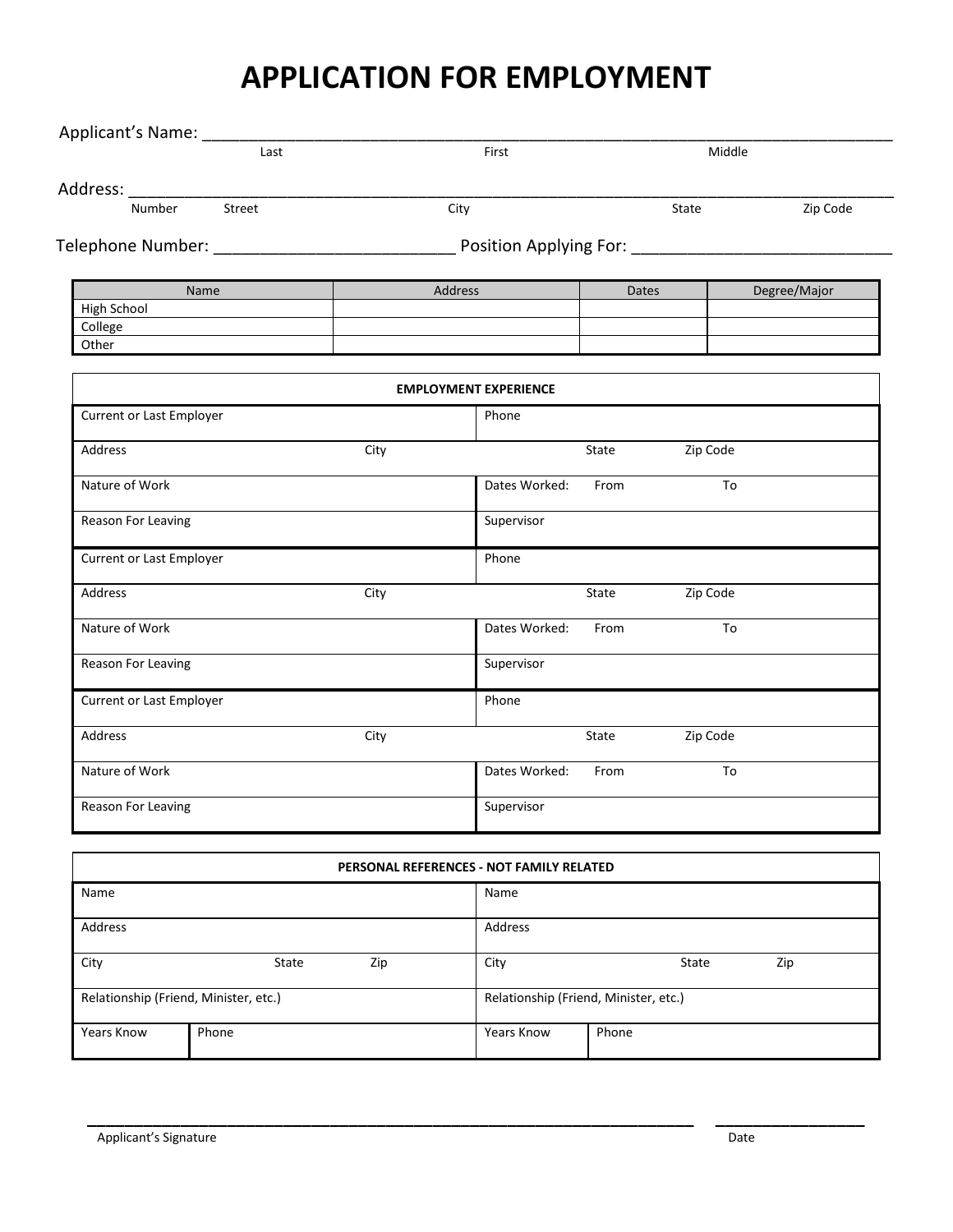# APPLICATION FOR EMPLOYMENT

Applicant's Name: ___________________________________________________________________________
Last First Middle

Address: ________________________________________________________________________________
Number Street City State Zip Code

Telephone Number: __________________________ Position Applying For: ____________________________

| Name | Address | Dates | Degree/Major |
|---|---|---|---|
| High School | | | |
| College | | | |
| Other | | | |

| EMPLOYMENT EXPERIENCE | |
|---|---|
| Current or Last Employer | Phone |
| Address City | State Zip Code |
| Nature of Work | Dates Worked: From To |
| Reason For Leaving | Supervisor |
| Current or Last Employer | Phone |
| Address City | State Zip Code |
| Nature of Work | Dates Worked: From To |
| Reason For Leaving | Supervisor |
| Current or Last Employer | Phone |
| Address City | State Zip Code |
| Nature of Work | Dates Worked: From To |
| Reason For Leaving | Supervisor |

| PERSONAL REFERENCES - NOT FAMILY RELATED | | | |
|---|---|---|---|
| Name | | Name | |
| Address | | Address | |
| City State Zip | | City State Zip | |
| Relationship (Friend, Minister, etc.) | | Relationship (Friend, Minister, etc.) | |
| Years Know | Phone | Years Know | Phone |

_________________________________________________________________ _______________
Applicant's Signature Date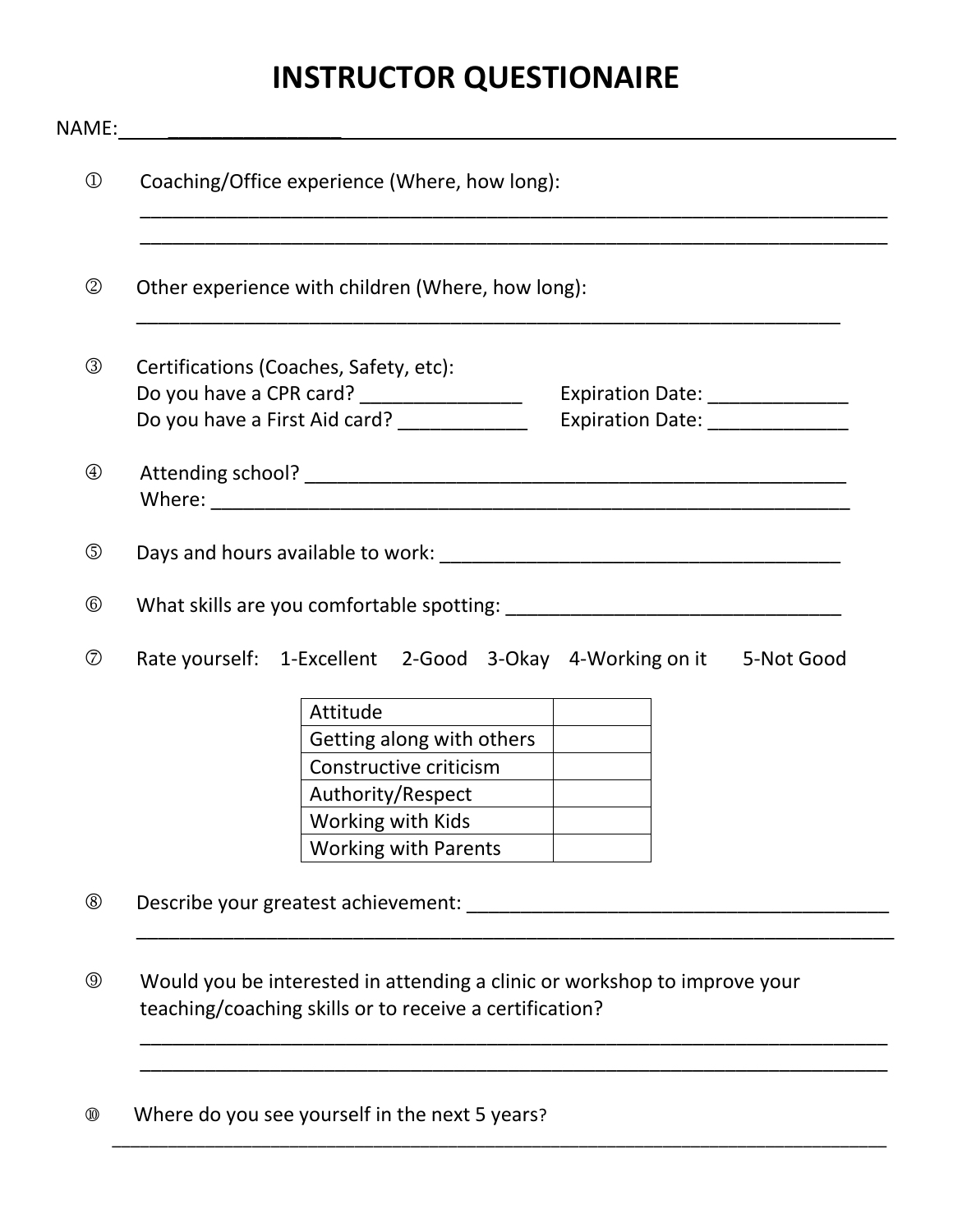# INSTRUCTOR QUESTIONAIRE

NAME: ______________________________________________________________

① Coaching/Office experience (Where, how long):
___________________________________________________________________
___________________________________________________________________

② Other experience with children (Where, how long):
___________________________________________________________________

③ Certifications (Coaches, Safety, etc):
Do you have a CPR card? _______________ Expiration Date: _____________
Do you have a First Aid card? ____________ Expiration Date: _____________

④ Attending school? _____________________________________________
Where: _______________________________________________________

⑤ Days and hours available to work: _____________________________________

⑥ What skills are you comfortable spotting: ________________________________

⑦ Rate yourself: 1-Excellent 2-Good 3-Okay 4-Working on it 5-Not Good

| | |
|---|---|
| Attitude | |
| Getting along with others | |
| Constructive criticism | |
| Authority/Respect | |
| Working with Kids | |
| Working with Parents | |

⑧ Describe your greatest achievement: ________________________________________
___________________________________________________________________

⑨ Would you be interested in attending a clinic or workshop to improve your teaching/coaching skills or to receive a certification?
___________________________________________________________________
___________________________________________________________________

⑩ Where do you see yourself in the next 5 years?
___________________________________________________________________